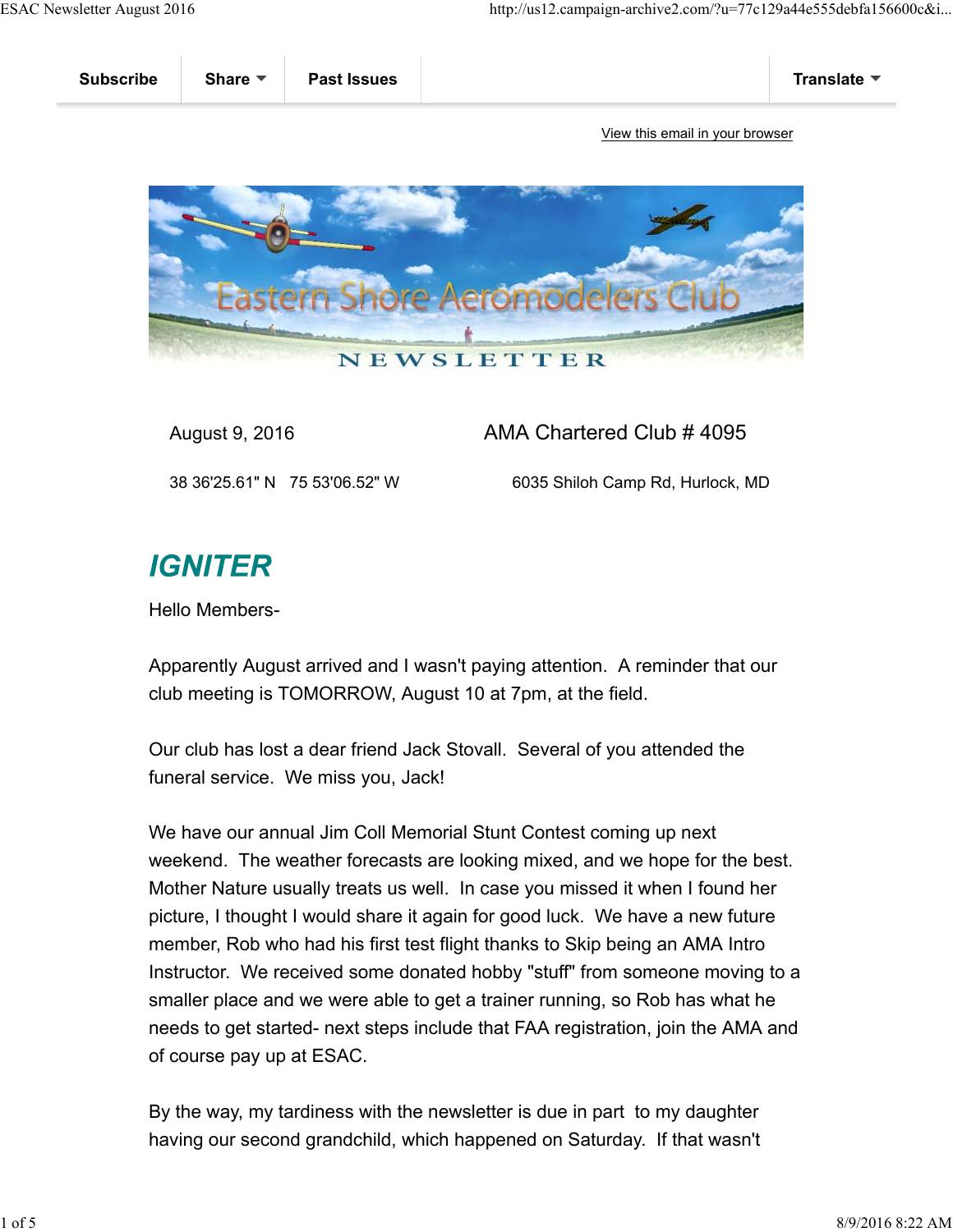Subscribe | Share | Past Issues | Translate

View this email in your browser

# Eastern Shore Aeromodelers Club NEWSLETTER

August 9, 2016 — AMA Chartered Club # 4095

38 36'25.61" N 75 53'06.52" W — 6035 Shiloh Camp Rd, Hurlock, MD

## *IGNITER*

Hello Members-

Apparently August arrived and I wasn't paying attention. A reminder that our club meeting is TOMORROW, August 10 at 7pm, at the field.

Our club has lost a dear friend Jack Stovall. Several of you attended the funeral service. We miss you, Jack!

We have our annual Jim Coll Memorial Stunt Contest coming up next weekend. The weather forecasts are looking mixed, and we hope for the best. Mother Nature usually treats us well. In case you missed it when I found her picture, I thought I would share it again for good luck. We have a new future member, Rob who had his first test flight thanks to Skip being an AMA Intro Instructor. We received some donated hobby "stuff" from someone moving to a smaller place and we were able to get a trainer running, so Rob has what he needs to get started- next steps include that FAA registration, join the AMA and of course pay up at ESAC.

By the way, my tardiness with the newsletter is due in part to my daughter having our second grandchild, which happened on Saturday. If that wasn't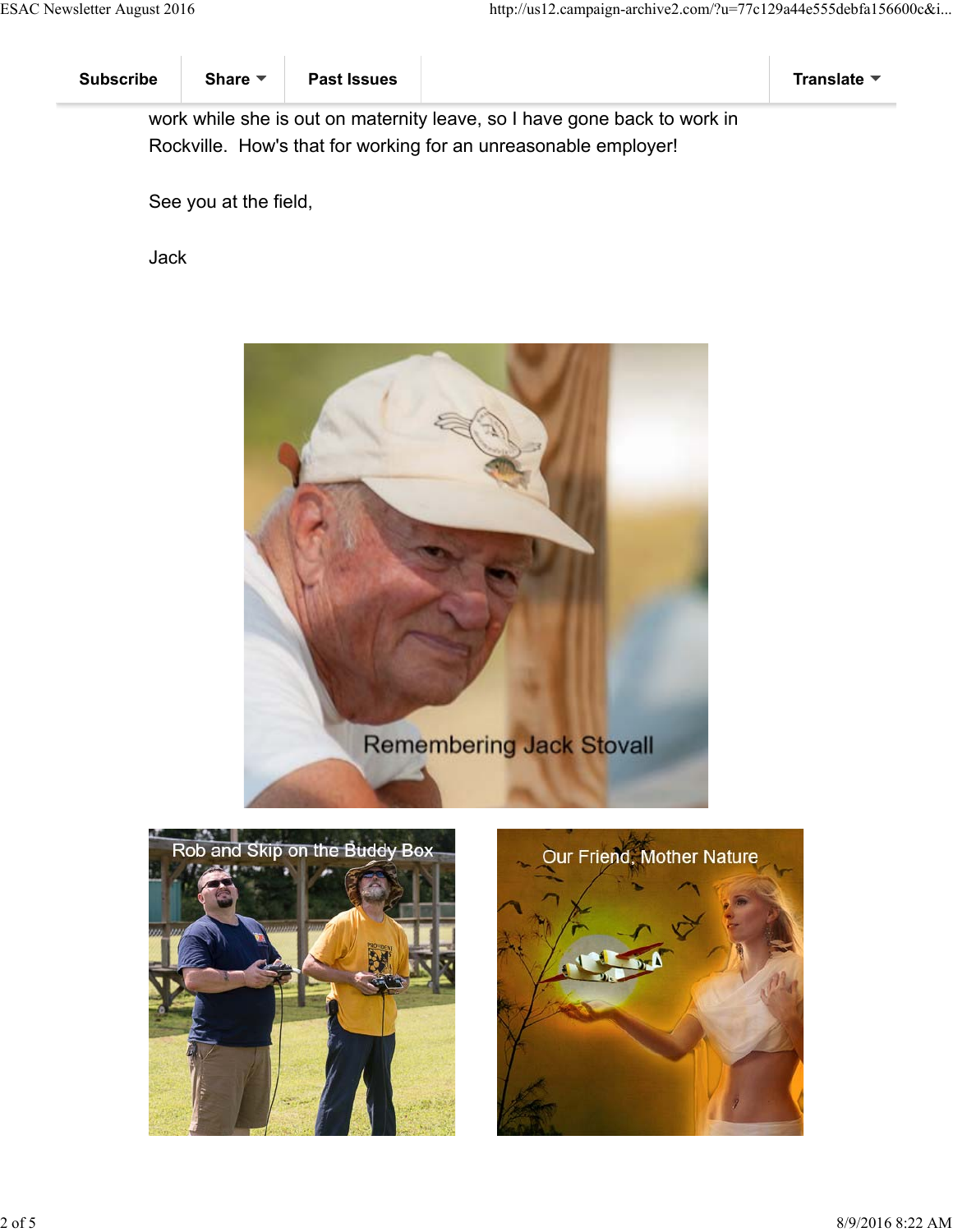work while she is out on maternity leave, so I have gone back to work in Rockville.  How's that for working for an unreasonable employer!

See you at the field,

Jack

Remembering Jack Stovall

Rob and Skip on the Buddy Box

Our Friend, Mother Nature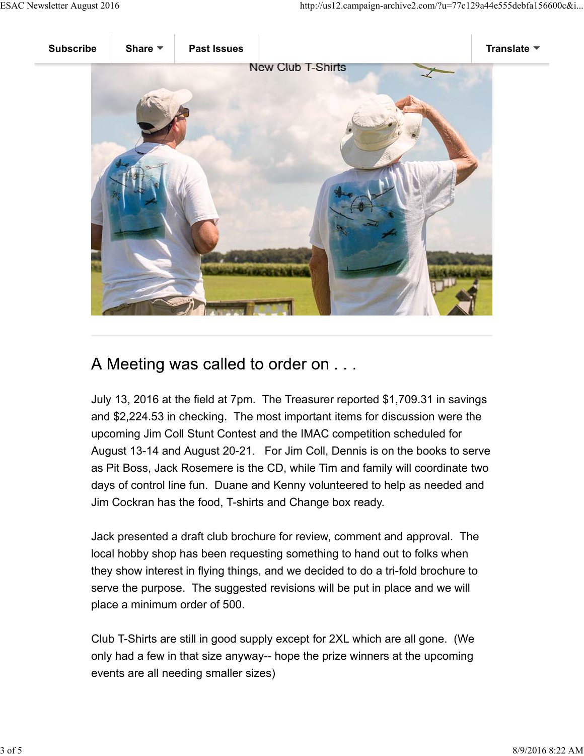New Club T-Shirts

## A Meeting was called to order on . . .

July 13, 2016 at the field at 7pm. The Treasurer reported $1,709.31 in savings and $2,224.53 in checking. The most important items for discussion were the upcoming Jim Coll Stunt Contest and the IMAC competition scheduled for August 13-14 and August 20-21. For Jim Coll, Dennis is on the books to serve as Pit Boss, Jack Rosemere is the CD, while Tim and family will coordinate two days of control line fun. Duane and Kenny volunteered to help as needed and Jim Cockran has the food, T-shirts and Change box ready.

Jack presented a draft club brochure for review, comment and approval. The local hobby shop has been requesting something to hand out to folks when they show interest in flying things, and we decided to do a tri-fold brochure to serve the purpose. The suggested revisions will be put in place and we will place a minimum order of 500.

Club T-Shirts are still in good supply except for 2XL which are all gone. (We only had a few in that size anyway-- hope the prize winners at the upcoming events are all needing smaller sizes)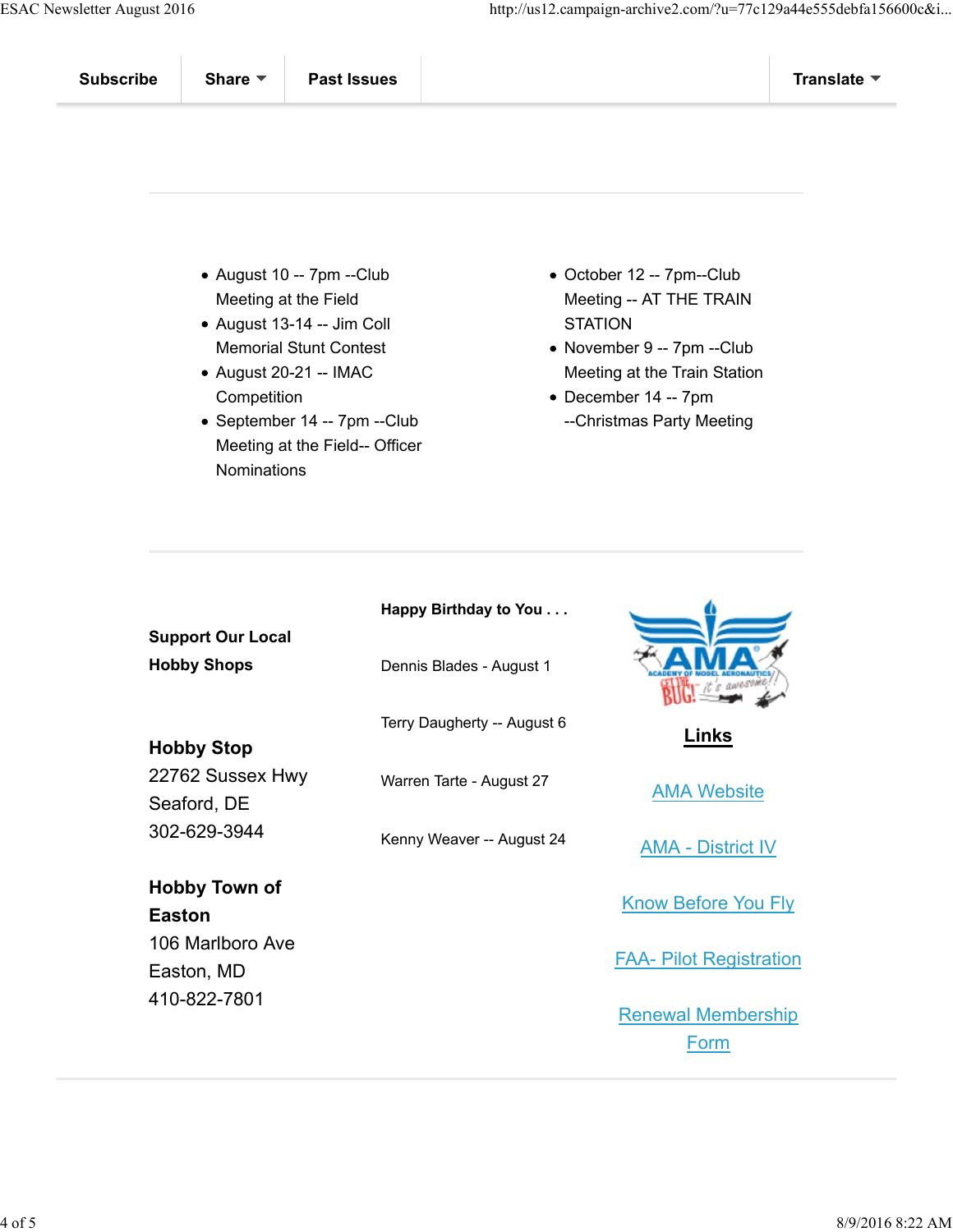Subscribe | Share | Past Issues | Translate

- August 10 -- 7pm --Club Meeting at the Field
- August 13-14 -- Jim Coll Memorial Stunt Contest
- August 20-21 -- IMAC Competition
- September 14 -- 7pm --Club Meeting at the Field-- Officer Nominations
- October 12 -- 7pm--Club Meeting -- AT THE TRAIN STATION
- November 9 -- 7pm --Club Meeting at the Train Station
- December 14 -- 7pm --Christmas Party Meeting

**Support Our Local Hobby Shops**

**Hobby Stop**
22762 Sussex Hwy
Seaford, DE
302-629-3944

**Hobby Town of Easton**
106 Marlboro Ave
Easton, MD
410-822-7801

**Happy Birthday to You . . .**

Dennis Blades - August 1

Terry Daugherty -- August 6

Warren Tarte - August 27

Kenny Weaver -- August 24

**Links**

AMA Website

AMA - District IV

Know Before You Fly

FAA- Pilot Registration

Renewal Membership Form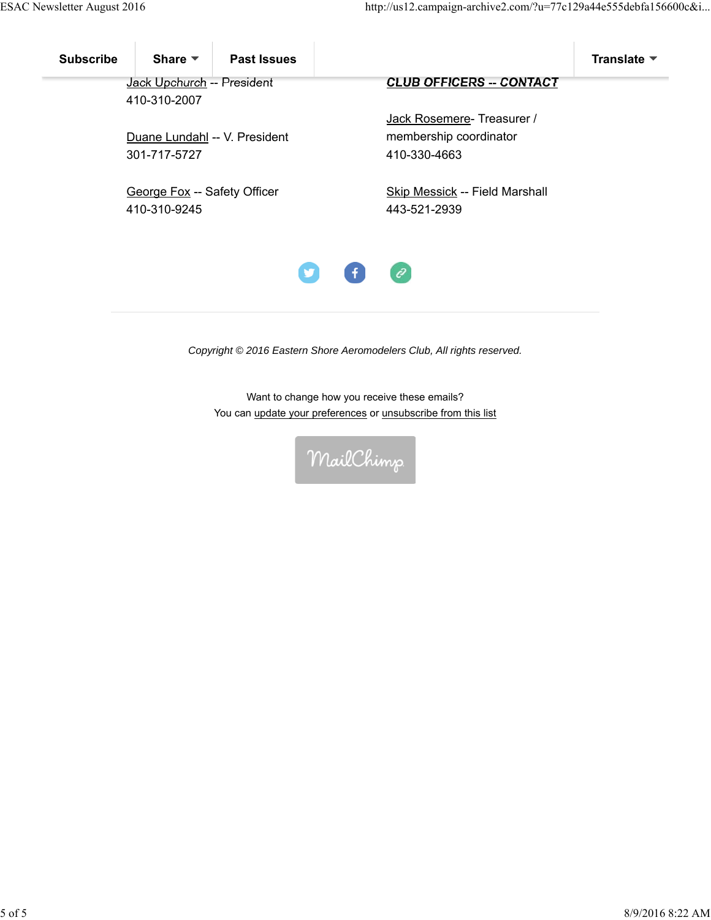**Subscribe** | **Share** | **Past Issues** | **Translate**

***CLUB OFFICERS -- CONTACT***

Jack Upchurch -- President
410-310-2007

Duane Lundahl -- V. President
301-717-5727

George Fox -- Safety Officer
410-310-9245

Jack Rosemere- Treasurer / membership coordinator
410-330-4663

Skip Messick -- Field Marshall
443-521-2939

*Copyright © 2016 Eastern Shore Aeromodelers Club, All rights reserved.*

Want to change how you receive these emails?
You can update your preferences or unsubscribe from this list

MailChimp